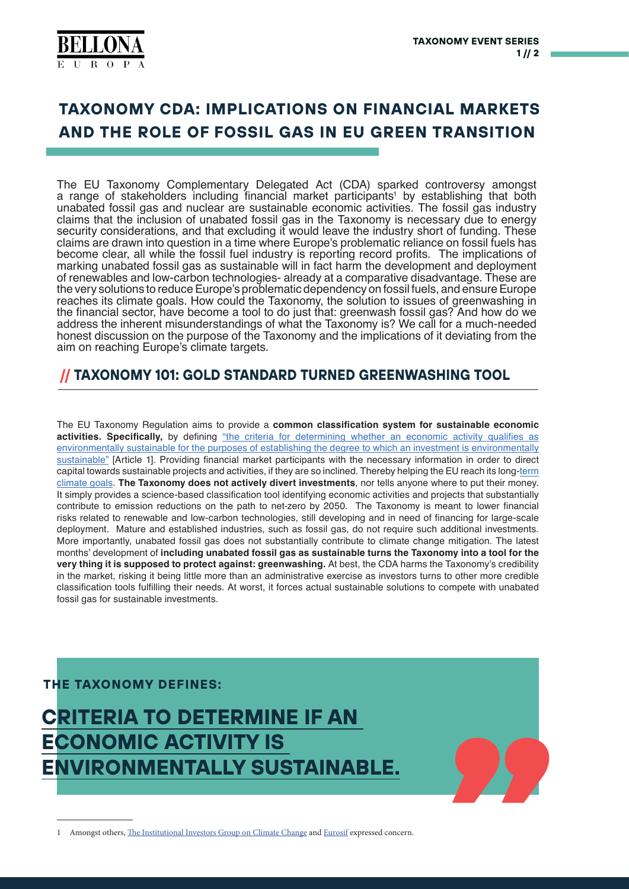# TAXONOMY CDA: IMPLICATIONS ON FINANCIAL MARKETS AND THE ROLE OF FOSSIL GAS IN EU GREEN TRANSITION

The EU Taxonomy Complementary Delegated Act (CDA) sparked controversy amongst a range of stakeholders including financial market participants[1] by establishing that both unabated fossil gas and nuclear are sustainable economic activities. The fossil gas industry claims that the inclusion of unabated fossil gas in the Taxonomy is necessary due to energy security considerations, and that excluding it would leave the industry short of funding. These claims are drawn into question in a time where Europe's problematic reliance on fossil fuels has become clear, all while the fossil fuel industry is reporting record profits. The implications of marking unabated fossil gas as sustainable will in fact harm the development and deployment of renewables and low-carbon technologies- already at a comparative disadvantage. These are the very solutions to reduce Europe's problematic dependency on fossil fuels, and ensure Europe reaches its climate goals. How could the Taxonomy, the solution to issues of greenwashing in the financial sector, have become a tool to do just that: greenwash fossil gas? And how do we address the inherent misunderstandings of what the Taxonomy is? We call for a much-needed honest discussion on the purpose of the Taxonomy and the implications of it deviating from the aim on reaching Europe's climate targets.

## // TAXONOMY 101: GOLD STANDARD TURNED GREENWASHING TOOL

The EU Taxonomy Regulation aims to provide a **common classification system for sustainable economic activities. Specifically,** by defining "the criteria for determining whether an economic activity qualifies as environmentally sustainable for the purposes of establishing the degree to which an investment is environmentally sustainable" [Article 1]. Providing financial market participants with the necessary information in order to direct capital towards sustainable projects and activities, if they are so inclined. Thereby helping the EU reach its long-term climate goals. **The Taxonomy does not actively divert investments**, nor tells anyone where to put their money. It simply provides a science-based classification tool identifying economic activities and projects that substantially contribute to emission reductions on the path to net-zero by 2050. The Taxonomy is meant to lower financial risks related to renewable and low-carbon technologies, still developing and in need of financing for large-scale deployment. Mature and established industries, such as fossil gas, do not require such additional investments. More importantly, unabated fossil gas does not substantially contribute to climate change mitigation. The latest months' development of **including unabated fossil gas as sustainable turns the Taxonomy into a tool for the very thing it is supposed to protect against: greenwashing.** At best, the CDA harms the Taxonomy's credibility in the market, risking it being little more than an administrative exercise as investors turns to other more credible classification tools fulfilling their needs. At worst, it forces actual sustainable solutions to compete with unabated fossil gas for sustainable investments.

**THE TAXONOMY DEFINES:**

**CRITERIA TO DETERMINE IF AN ECONOMIC ACTIVITY IS ENVIRONMENTALLY SUSTAINABLE.**

---

[1] Amongst others, The Institutional Investors Group on Climate Change and Eurosif expressed concern.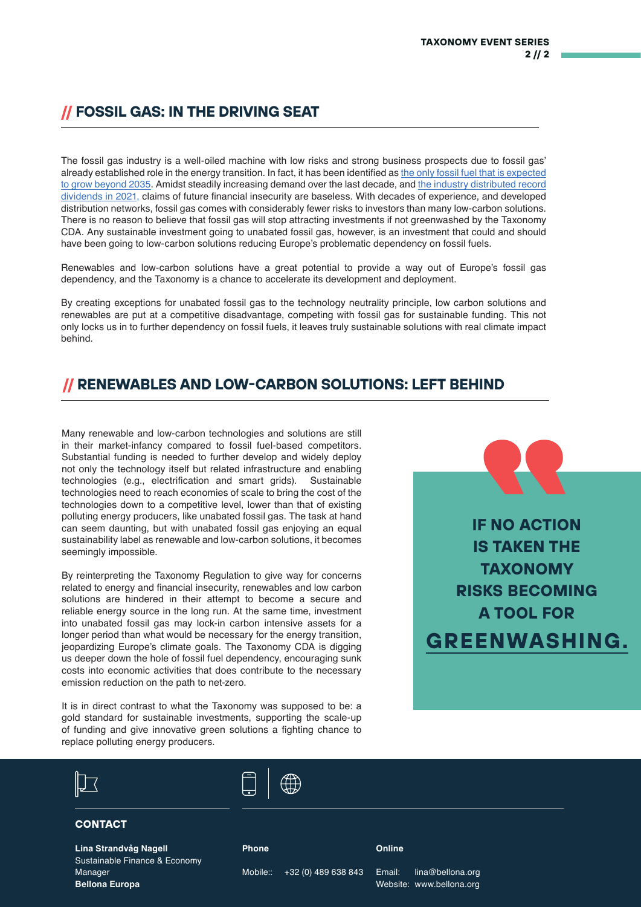## // FOSSIL GAS: IN THE DRIVING SEAT

The fossil gas industry is a well-oiled machine with low risks and strong business prospects due to fossil gas' already established role in the energy transition. In fact, it has been identified as [the only fossil fuel that is expected to grow beyond 2035](). Amidst steadily increasing demand over the last decade, and [the industry distributed record dividends in 2021,]() claims of future financial insecurity are baseless. With decades of experience, and developed distribution networks, fossil gas comes with considerably fewer risks to investors than many low-carbon solutions. There is no reason to believe that fossil gas will stop attracting investments if not greenwashed by the Taxonomy CDA. Any sustainable investment going to unabated fossil gas, however, is an investment that could and should have been going to low-carbon solutions reducing Europe's problematic dependency on fossil fuels.

Renewables and low-carbon solutions have a great potential to provide a way out of Europe's fossil gas dependency, and the Taxonomy is a chance to accelerate its development and deployment.

By creating exceptions for unabated fossil gas to the technology neutrality principle, low carbon solutions and renewables are put at a competitive disadvantage, competing with fossil gas for sustainable funding. This not only locks us in to further dependency on fossil fuels, it leaves truly sustainable solutions with real climate impact behind.

## // RENEWABLES AND LOW-CARBON SOLUTIONS: LEFT BEHIND

Many renewable and low-carbon technologies and solutions are still in their market-infancy compared to fossil fuel-based competitors. Substantial funding is needed to further develop and widely deploy not only the technology itself but related infrastructure and enabling technologies (e.g., electrification and smart grids). Sustainable technologies need to reach economies of scale to bring the cost of the technologies down to a competitive level, lower than that of existing polluting energy producers, like unabated fossil gas. The task at hand can seem daunting, but with unabated fossil gas enjoying an equal sustainability label as renewable and low-carbon solutions, it becomes seemingly impossible.

By reinterpreting the Taxonomy Regulation to give way for concerns related to energy and financial insecurity, renewables and low carbon solutions are hindered in their attempt to become a secure and reliable energy source in the long run. At the same time, investment into unabated fossil gas may lock-in carbon intensive assets for a longer period than what would be necessary for the energy transition, jeopardizing Europe's climate goals. The Taxonomy CDA is digging us deeper down the hole of fossil fuel dependency, encouraging sunk costs into economic activities that does contribute to the necessary emission reduction on the path to net-zero.

It is in direct contrast to what the Taxonomy was supposed to be: a gold standard for sustainable investments, supporting the scale-up of funding and give innovative green solutions a fighting chance to replace polluting energy producers.

> **IF NO ACTION IS TAKEN THE TAXONOMY RISKS BECOMING A TOOL FOR GREENWASHING.**

### CONTACT

**Lina Strandvåg Nagell**
Sustainable Finance & Economy Manager
**Bellona Europa**

**Phone**
Mobile:: +32 (0) 489 638 843

**Online**
Email: lina@bellona.org
Website: www.bellona.org